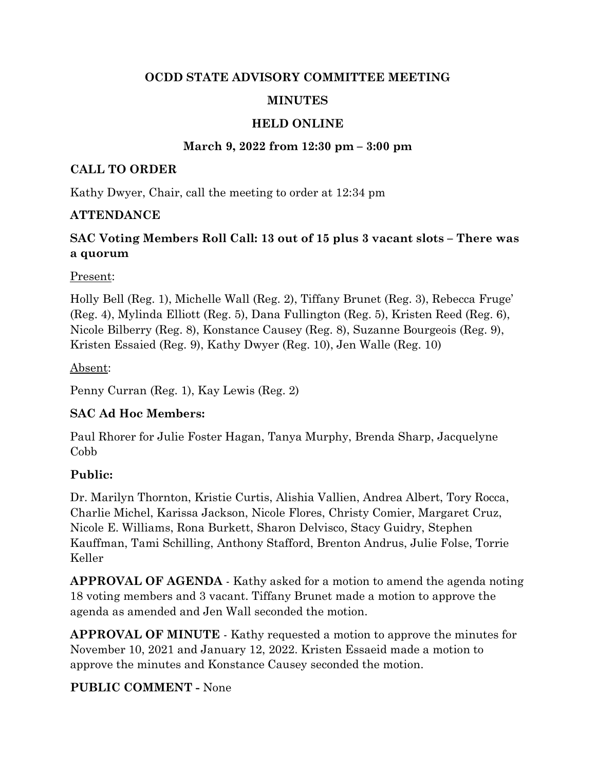# OCDD STATE ADVISORY COMMITTEE MEETING

## MINUTES

## HELD ONLINE

### March 9, 2022 from 12:30 pm – 3:00 pm

**CALL TO ORDER**

Kathy Dwyer, Chair, call the meeting to order at 12:34 pm

**ATTENDANCE**

**SAC Voting Members Roll Call: 13 out of 15 plus 3 vacant slots – There was a quorum**

Present:

Holly Bell (Reg. 1), Michelle Wall (Reg. 2), Tiffany Brunet (Reg. 3), Rebecca Fruge' (Reg. 4), Mylinda Elliott (Reg. 5), Dana Fullington (Reg. 5), Kristen Reed (Reg. 6), Nicole Bilberry (Reg. 8), Konstance Causey (Reg. 8), Suzanne Bourgeois (Reg. 9), Kristen Essaied (Reg. 9), Kathy Dwyer (Reg. 10), Jen Walle (Reg. 10)

Absent:

Penny Curran (Reg. 1), Kay Lewis (Reg. 2)

**SAC Ad Hoc Members:**

Paul Rhorer for Julie Foster Hagan, Tanya Murphy, Brenda Sharp, Jacquelyne Cobb

**Public:**

Dr. Marilyn Thornton, Kristie Curtis, Alishia Vallien, Andrea Albert, Tory Rocca, Charlie Michel, Karissa Jackson, Nicole Flores, Christy Comier, Margaret Cruz, Nicole E. Williams, Rona Burkett, Sharon Delvisco, Stacy Guidry, Stephen Kauffman, Tami Schilling, Anthony Stafford, Brenton Andrus, Julie Folse, Torrie Keller

**APPROVAL OF AGENDA** - Kathy asked for a motion to amend the agenda noting 18 voting members and 3 vacant. Tiffany Brunet made a motion to approve the agenda as amended and Jen Wall seconded the motion.

**APPROVAL OF MINUTE** - Kathy requested a motion to approve the minutes for November 10, 2021 and January 12, 2022. Kristen Essaeid made a motion to approve the minutes and Konstance Causey seconded the motion.

**PUBLIC COMMENT -** None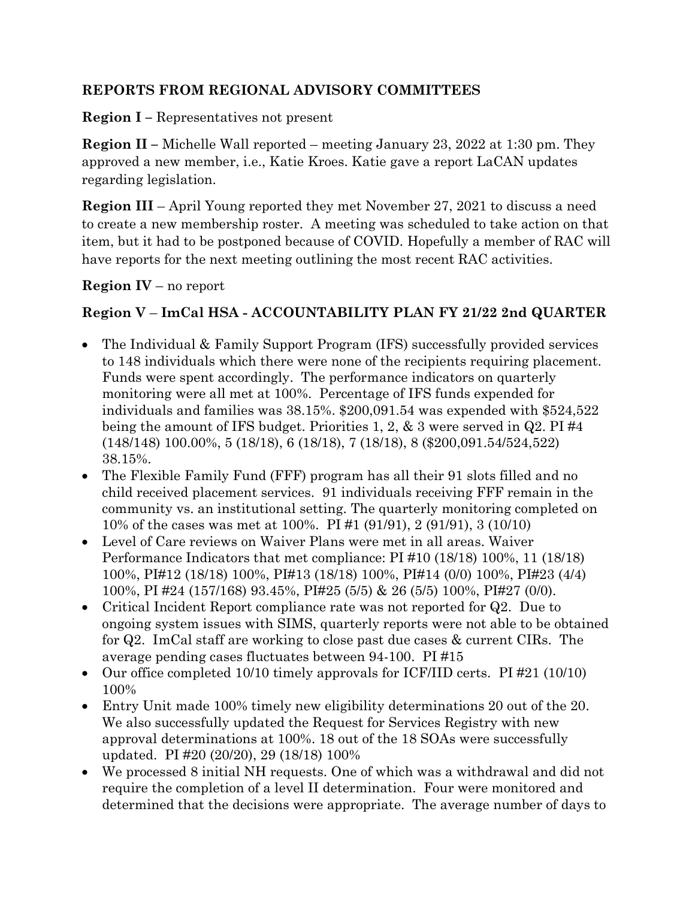## REPORTS FROM REGIONAL ADVISORY COMMITTEES

**Region I –** Representatives not present

**Region II –** Michelle Wall reported – meeting January 23, 2022 at 1:30 pm. They approved a new member, i.e., Katie Kroes. Katie gave a report LaCAN updates regarding legislation.

**Region III** – April Young reported they met November 27, 2021 to discuss a need to create a new membership roster. A meeting was scheduled to take action on that item, but it had to be postponed because of COVID. Hopefully a member of RAC will have reports for the next meeting outlining the most recent RAC activities.

**Region IV** – no report

**Region V – ImCal HSA - ACCOUNTABILITY PLAN FY 21/22 2nd QUARTER**

- The Individual & Family Support Program (IFS) successfully provided services to 148 individuals which there were none of the recipients requiring placement. Funds were spent accordingly. The performance indicators on quarterly monitoring were all met at 100%. Percentage of IFS funds expended for individuals and families was 38.15%. $200,091.54 was expended with $524,522 being the amount of IFS budget. Priorities 1, 2, & 3 were served in Q2. PI #4 (148/148) 100.00%, 5 (18/18), 6 (18/18), 7 (18/18), 8 ($200,091.54/524,522) 38.15%.
- The Flexible Family Fund (FFF) program has all their 91 slots filled and no child received placement services. 91 individuals receiving FFF remain in the community vs. an institutional setting. The quarterly monitoring completed on 10% of the cases was met at 100%. PI #1 (91/91), 2 (91/91), 3 (10/10)
- Level of Care reviews on Waiver Plans were met in all areas. Waiver Performance Indicators that met compliance: PI #10 (18/18) 100%, 11 (18/18) 100%, PI#12 (18/18) 100%, PI#13 (18/18) 100%, PI#14 (0/0) 100%, PI#23 (4/4) 100%, PI #24 (157/168) 93.45%, PI#25 (5/5) & 26 (5/5) 100%, PI#27 (0/0).
- Critical Incident Report compliance rate was not reported for Q2. Due to ongoing system issues with SIMS, quarterly reports were not able to be obtained for Q2. ImCal staff are working to close past due cases & current CIRs. The average pending cases fluctuates between 94-100. PI #15
- Our office completed 10/10 timely approvals for ICF/IID certs. PI #21 (10/10) 100%
- Entry Unit made 100% timely new eligibility determinations 20 out of the 20. We also successfully updated the Request for Services Registry with new approval determinations at 100%. 18 out of the 18 SOAs were successfully updated. PI #20 (20/20), 29 (18/18) 100%
- We processed 8 initial NH requests. One of which was a withdrawal and did not require the completion of a level II determination. Four were monitored and determined that the decisions were appropriate. The average number of days to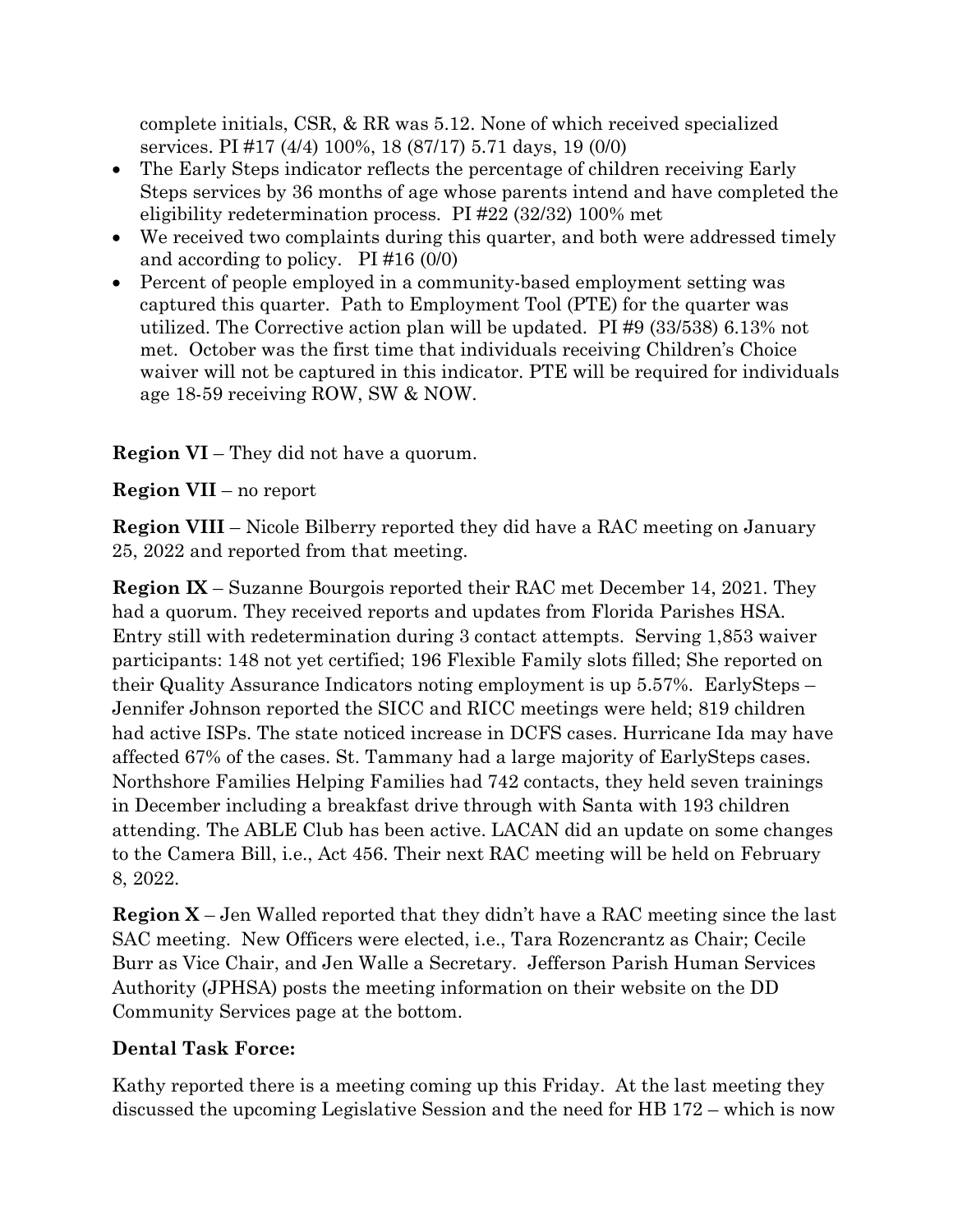complete initials, CSR, & RR was 5.12. None of which received specialized services. PI #17 (4/4) 100%, 18 (87/17) 5.71 days, 19 (0/0)

- The Early Steps indicator reflects the percentage of children receiving Early Steps services by 36 months of age whose parents intend and have completed the eligibility redetermination process. PI #22 (32/32) 100% met
- We received two complaints during this quarter, and both were addressed timely and according to policy. PI #16 (0/0)
- Percent of people employed in a community-based employment setting was captured this quarter. Path to Employment Tool (PTE) for the quarter was utilized. The Corrective action plan will be updated. PI #9 (33/538) 6.13% not met. October was the first time that individuals receiving Children's Choice waiver will not be captured in this indicator. PTE will be required for individuals age 18-59 receiving ROW, SW & NOW.

**Region VI** – They did not have a quorum.

**Region VII** – no report

**Region VIII** – Nicole Bilberry reported they did have a RAC meeting on January 25, 2022 and reported from that meeting.

**Region IX** – Suzanne Bourgois reported their RAC met December 14, 2021. They had a quorum. They received reports and updates from Florida Parishes HSA. Entry still with redetermination during 3 contact attempts. Serving 1,853 waiver participants: 148 not yet certified; 196 Flexible Family slots filled; She reported on their Quality Assurance Indicators noting employment is up 5.57%. EarlySteps – Jennifer Johnson reported the SICC and RICC meetings were held; 819 children had active ISPs. The state noticed increase in DCFS cases. Hurricane Ida may have affected 67% of the cases. St. Tammany had a large majority of EarlySteps cases. Northshore Families Helping Families had 742 contacts, they held seven trainings in December including a breakfast drive through with Santa with 193 children attending. The ABLE Club has been active. LACAN did an update on some changes to the Camera Bill, i.e., Act 456. Their next RAC meeting will be held on February 8, 2022.

**Region X** – Jen Walled reported that they didn't have a RAC meeting since the last SAC meeting. New Officers were elected, i.e., Tara Rozencrantz as Chair; Cecile Burr as Vice Chair, and Jen Walle a Secretary. Jefferson Parish Human Services Authority (JPHSA) posts the meeting information on their website on the DD Community Services page at the bottom.

**Dental Task Force:**

Kathy reported there is a meeting coming up this Friday. At the last meeting they discussed the upcoming Legislative Session and the need for HB 172 – which is now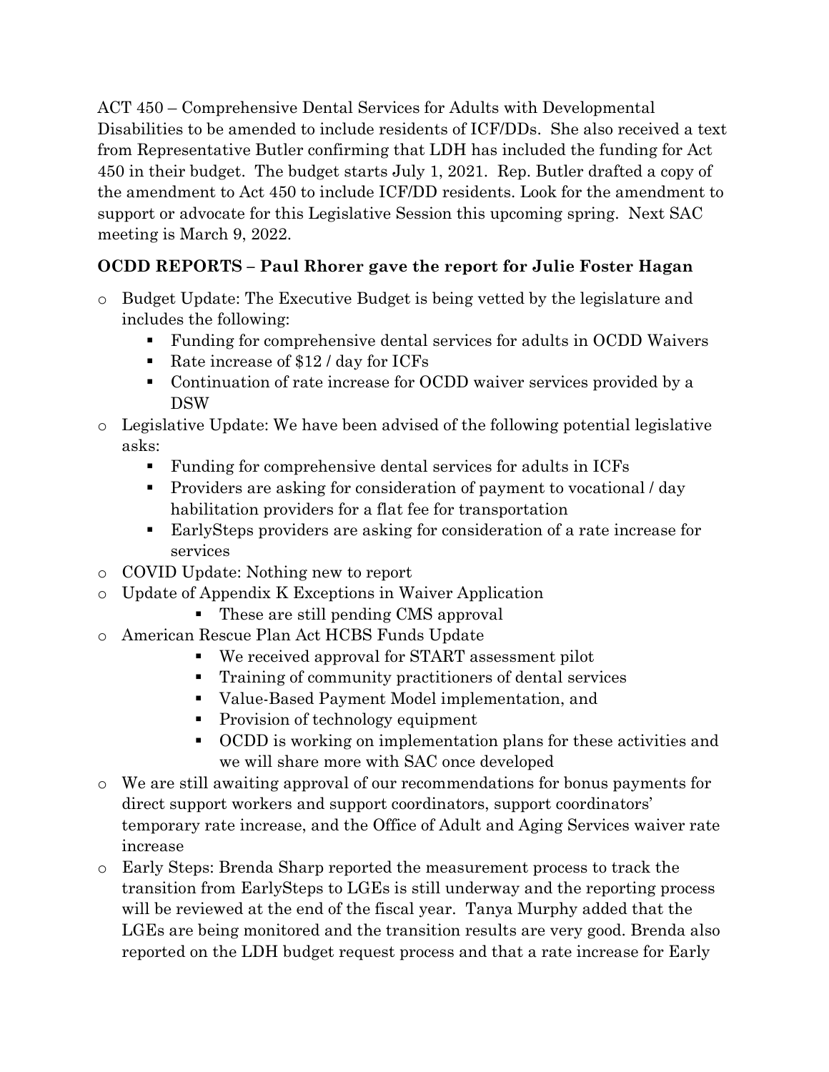ACT 450 – Comprehensive Dental Services for Adults with Developmental Disabilities to be amended to include residents of ICF/DDs. She also received a text from Representative Butler confirming that LDH has included the funding for Act 450 in their budget. The budget starts July 1, 2021. Rep. Butler drafted a copy of the amendment to Act 450 to include ICF/DD residents. Look for the amendment to support or advocate for this Legislative Session this upcoming spring. Next SAC meeting is March 9, 2022.

**OCDD REPORTS – Paul Rhorer gave the report for Julie Foster Hagan**

- Budget Update: The Executive Budget is being vetted by the legislature and includes the following:
  - Funding for comprehensive dental services for adults in OCDD Waivers
  - Rate increase of $12 / day for ICFs
  - Continuation of rate increase for OCDD waiver services provided by a DSW
- Legislative Update: We have been advised of the following potential legislative asks:
  - Funding for comprehensive dental services for adults in ICFs
  - Providers are asking for consideration of payment to vocational / day habilitation providers for a flat fee for transportation
  - EarlySteps providers are asking for consideration of a rate increase for services
- COVID Update: Nothing new to report
- Update of Appendix K Exceptions in Waiver Application
  - These are still pending CMS approval
- American Rescue Plan Act HCBS Funds Update
  - We received approval for START assessment pilot
  - Training of community practitioners of dental services
  - Value-Based Payment Model implementation, and
  - Provision of technology equipment
  - OCDD is working on implementation plans for these activities and we will share more with SAC once developed
- We are still awaiting approval of our recommendations for bonus payments for direct support workers and support coordinators, support coordinators' temporary rate increase, and the Office of Adult and Aging Services waiver rate increase
- Early Steps: Brenda Sharp reported the measurement process to track the transition from EarlySteps to LGEs is still underway and the reporting process will be reviewed at the end of the fiscal year. Tanya Murphy added that the LGEs are being monitored and the transition results are very good. Brenda also reported on the LDH budget request process and that a rate increase for Early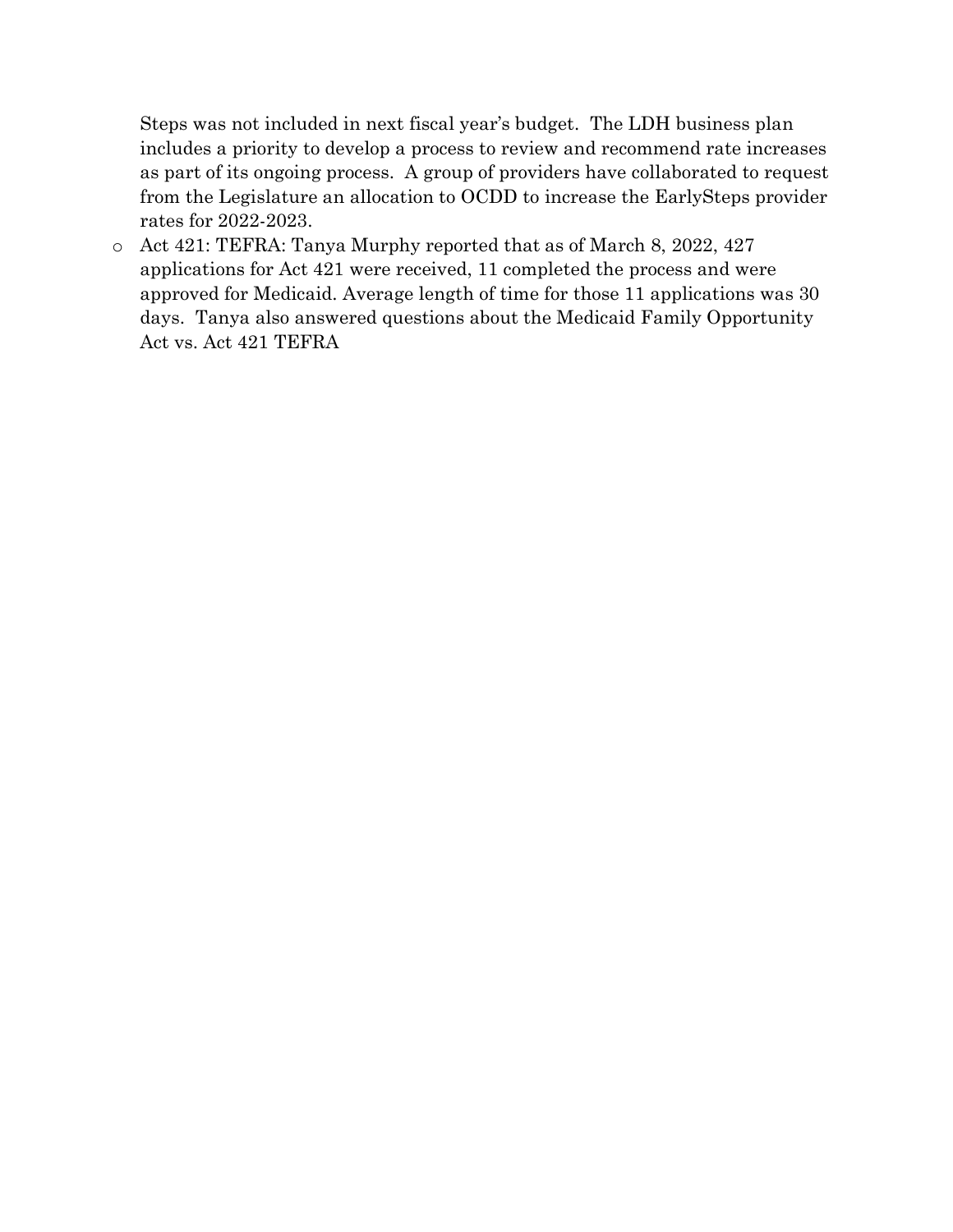Steps was not included in next fiscal year's budget. The LDH business plan includes a priority to develop a process to review and recommend rate increases as part of its ongoing process. A group of providers have collaborated to request from the Legislature an allocation to OCDD to increase the EarlySteps provider rates for 2022-2023.

- Act 421: TEFRA: Tanya Murphy reported that as of March 8, 2022, 427 applications for Act 421 were received, 11 completed the process and were approved for Medicaid. Average length of time for those 11 applications was 30 days. Tanya also answered questions about the Medicaid Family Opportunity Act vs. Act 421 TEFRA